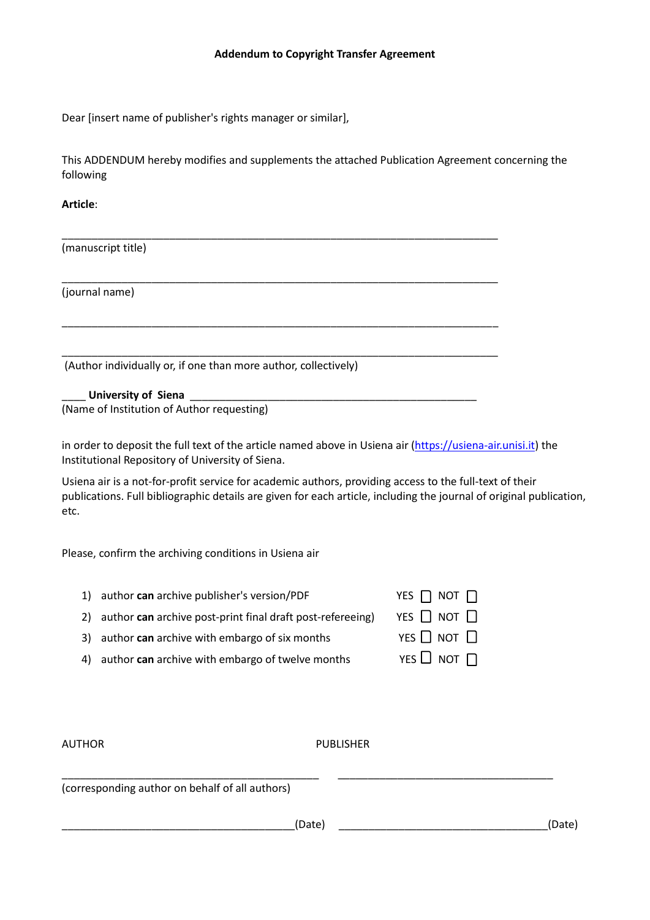**Addendum to Copyright Transfer Agreement**

Dear [insert name of publisher's rights manager or similar],

This ADDENDUM hereby modifies and supplements the attached Publication Agreement concerning the following

**Article**:

___________________________________________________________________________

(manuscript title)

___________________________________________________________________________

(journal name)

___________________________________________________________________________

___________________________________________________________________________

(Author individually or, if one than more author, collectively)

____ **University of Siena** ___________________________________________________

(Name of Institution of Author requesting)

in order to deposit the full text of the article named above in Usiena air (https://usiena-air.unisi.it) the Institutional Repository of University of Siena.

Usiena air is a not-for-profit service for academic authors, providing access to the full-text of their publications. Full bibliographic details are given for each article, including the journal of original publication, etc.

Please, confirm the archiving conditions in Usiena air

1) author **can** archive publisher's version/PDF — YES ☐ NOT ☐
2) author **can** archive post-print final draft post-refereeing) — YES ☐ NOT ☐
3) author **can** archive with embargo of six months — YES ☐ NOT ☐
4) author **can** archive with embargo of twelve months — YES ☐ NOT ☐

AUTHOR

_____________________________________________

(corresponding author on behalf of all authors)

________________________________________(Date)

PUBLISHER

_____________________________________

____________________________________(Date)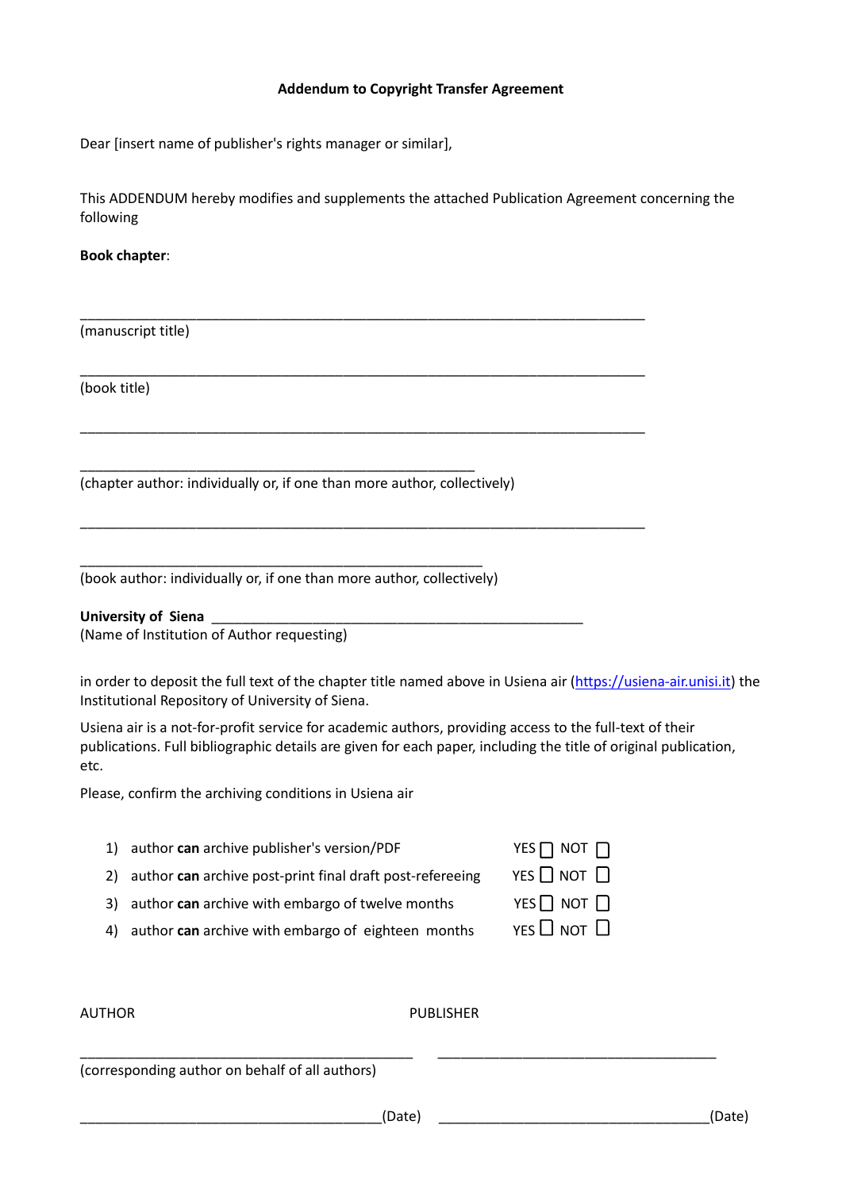**Addendum to Copyright Transfer Agreement**

Dear [insert name of publisher's rights manager or similar],

This ADDENDUM hereby modifies and supplements the attached Publication Agreement concerning the following

**Book chapter**:

_______________________________________________________________________________

(manuscript title)

_______________________________________________________________________________

(book title)

_______________________________________________________________________________

_______________________________________________________

(chapter author: individually or, if one than more author, collectively)

_______________________________________________________________________________

_______________________________________________________

(book author: individually or, if one than more author, collectively)

**University of Siena** ___________________________________________________

(Name of Institution of Author requesting)

in order to deposit the full text of the chapter title named above in Usiena air (https://usiena-air.unisi.it) the Institutional Repository of University of Siena.

Usiena air is a not-for-profit service for academic authors, providing access to the full-text of their publications. Full bibliographic details are given for each paper, including the title of original publication, etc.

Please, confirm the archiving conditions in Usiena air

1) author **can** archive publisher's version/PDF — YES ☐ NOT ☐
2) author **can** archive post-print final draft post-refereeing — YES ☐ NOT ☐
3) author **can** archive with embargo of twelve months — YES ☐ NOT ☐
4) author **can** archive with embargo of eighteen months — YES ☐ NOT ☐

AUTHOR

_____________________________________________

(corresponding author on behalf of all authors)

________________________________________(Date)

PUBLISHER

_____________________________________

____________________________________(Date)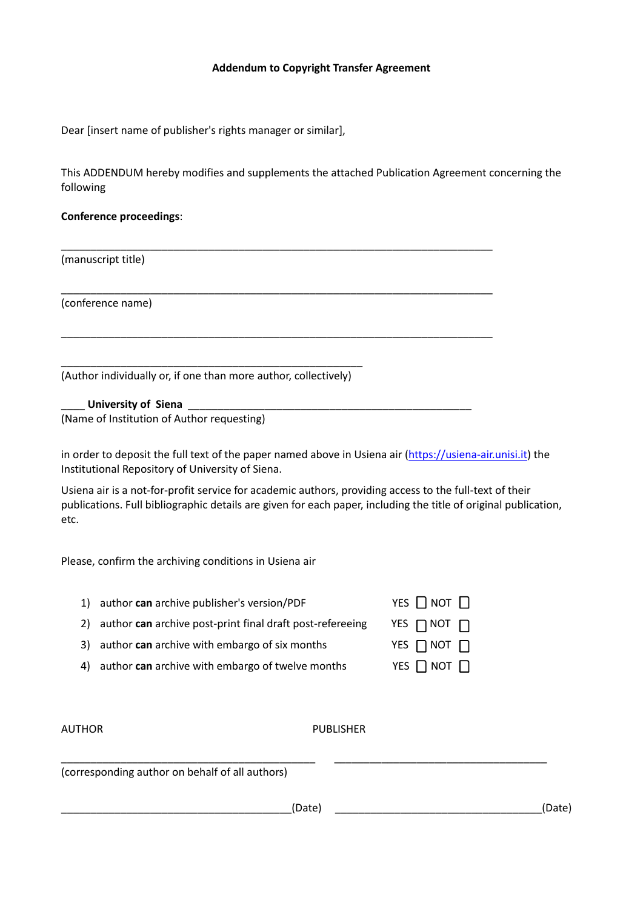**Addendum to Copyright Transfer Agreement**

Dear [insert name of publisher's rights manager or similar],

This ADDENDUM hereby modifies and supplements the attached Publication Agreement concerning the following

**Conference proceedings**:

___________________________________________________________________________

(manuscript title)

___________________________________________________________________________

(conference name)

___________________________________________________________________________

_____________________________________________________

(Author individually or, if one than more author, collectively)

____ **University of Siena** __________________________________________________

(Name of Institution of Author requesting)

in order to deposit the full text of the paper named above in Usiena air (https://usiena-air.unisi.it) the Institutional Repository of University of Siena.

Usiena air is a not-for-profit service for academic authors, providing access to the full-text of their publications. Full bibliographic details are given for each paper, including the title of original publication, etc.

Please, confirm the archiving conditions in Usiena air

1) author **can** archive publisher's version/PDF YES ☐ NOT ☐
2) author **can** archive post-print final draft post-refereeing YES ☐ NOT ☐
3) author **can** archive with embargo of six months YES ☐ NOT ☐
4) author **can** archive with embargo of twelve months YES ☐ NOT ☐

AUTHOR PUBLISHER

_____________________________________________ _____________________________________

(corresponding author on behalf of all authors)

________________________________________(Date) ____________________________________(Date)